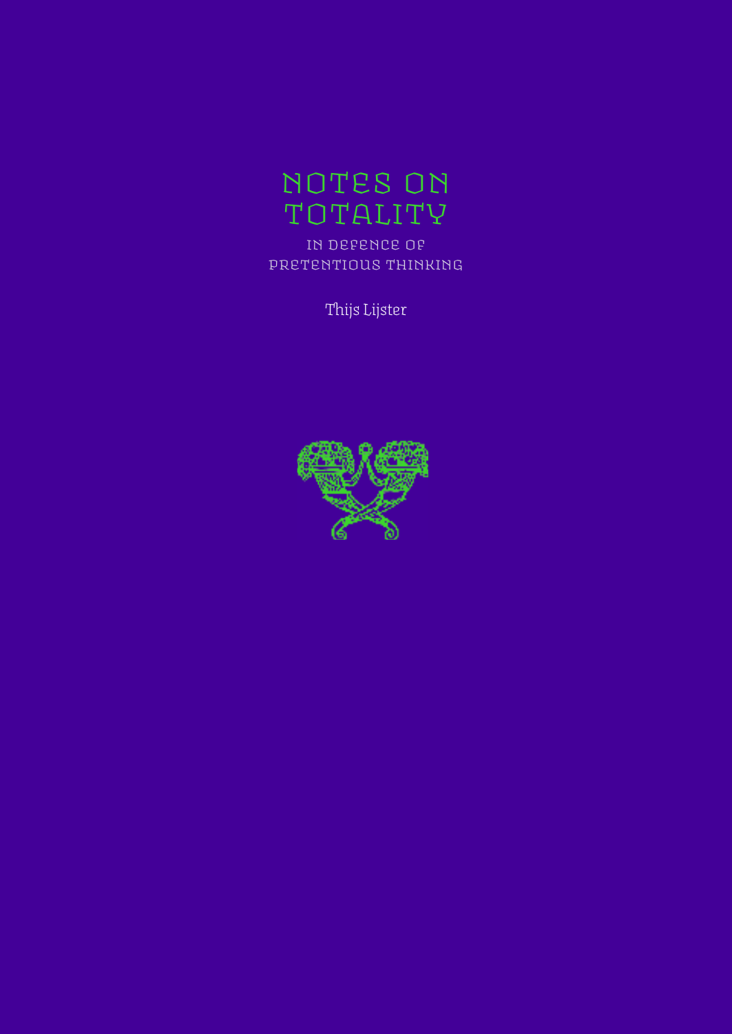# NOTES ON TOTALITY

## IN DEFENCE OF PRETENTIOUS THINKING

Thijs Lijster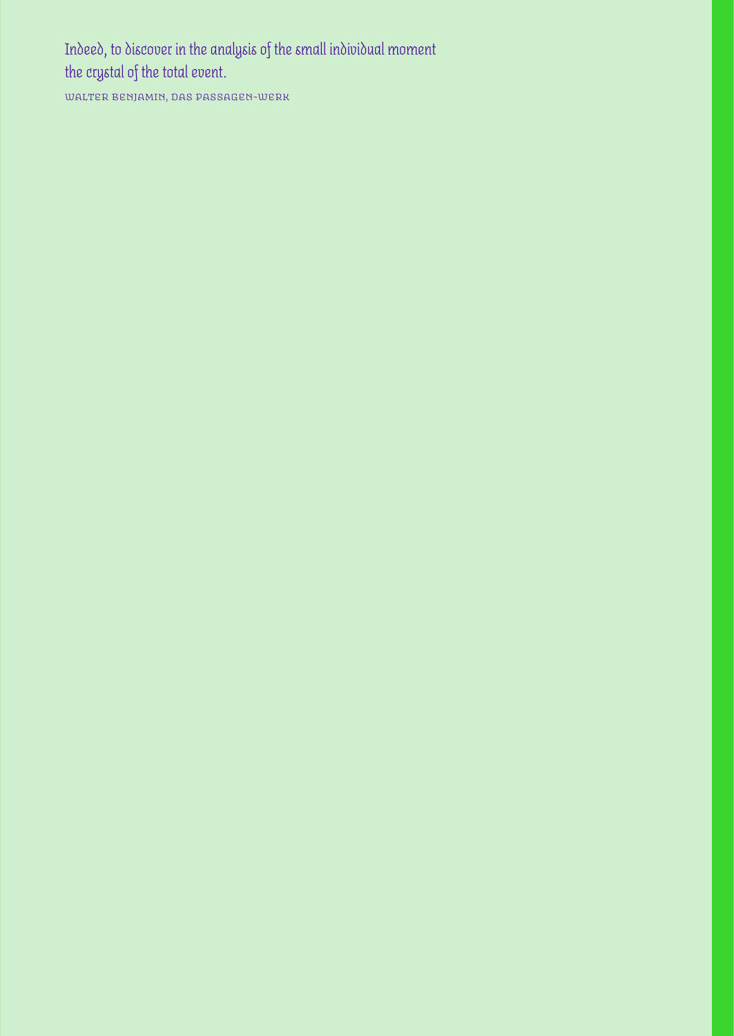Indeed, to discover in the analysis of the small individual moment the crystal of the total event.

WALTER BENJAMIN, DAS PASSAGEN-WERK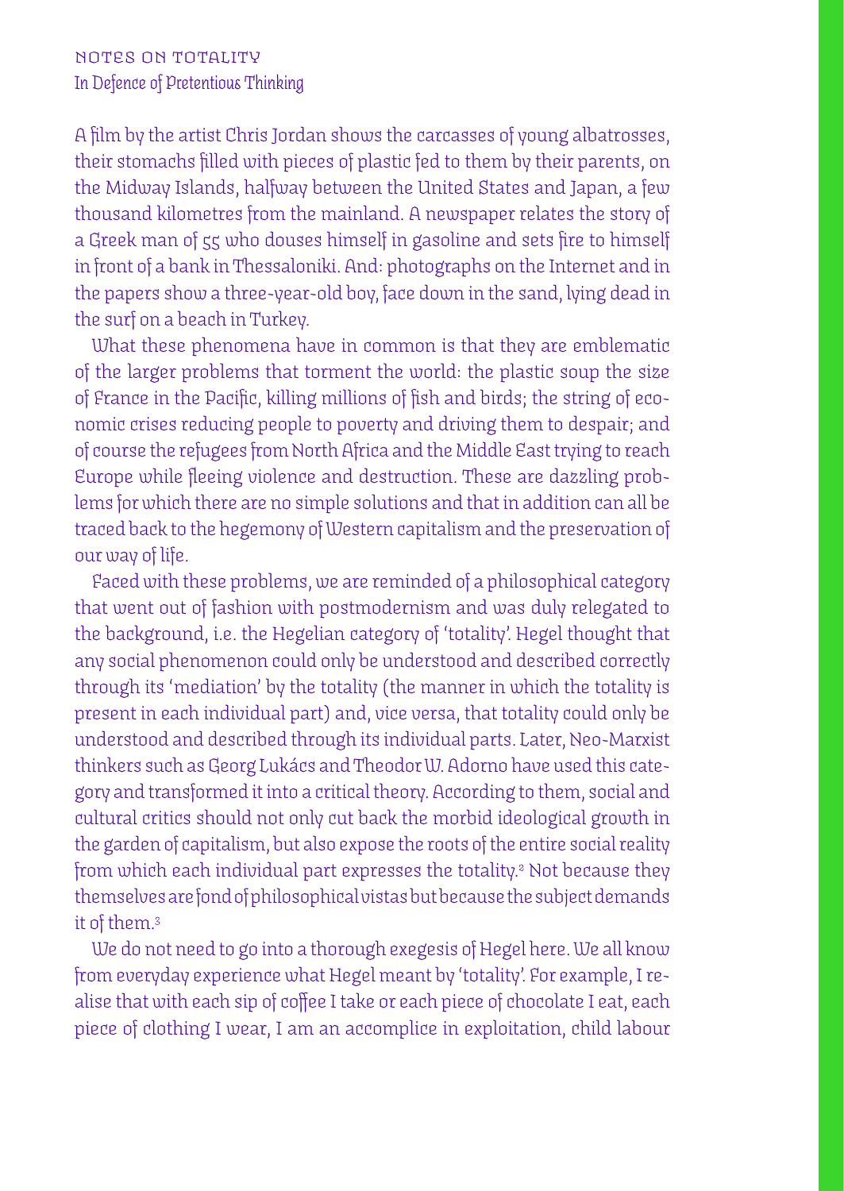A film by the artist Chris Jordan shows the carcasses of young albatrosses, their stomachs filled with pieces of plastic fed to them by their parents, on the Midway Islands, halfway between the United States and Japan, a few thousand kilometres from the mainland. A newspaper relates the story of a Greek man of 55 who douses himself in gasoline and sets fire to himself in front of a bank in Thessaloniki. And: photographs on the Internet and in the papers show a three-year-old boy, face down in the sand, lying dead in the surf on a beach in Turkey.

What these phenomena have in common is that they are emblematic of the larger problems that torment the world: the plastic soup the size of France in the Pacific, killing millions of fish and birds; the string of economic crises reducing people to poverty and driving them to despair; and of course the refugees from North Africa and the Middle East trying to reach Europe while fleeing violence and destruction. These are dazzling problems for which there are no simple solutions and that in addition can all be traced back to the hegemony of Western capitalism and the preservation of our way of life.

Faced with these problems, we are reminded of a philosophical category that went out of fashion with postmodernism and was duly relegated to the background, i.e. the Hegelian category of 'totality'. Hegel thought that any social phenomenon could only be understood and described correctly through its 'mediation' by the totality (the manner in which the totality is present in each individual part) and, vice versa, that totality could only be understood and described through its individual parts. Later, Neo-Marxist thinkers such as Georg Lukács and Theodor W. Adorno have used this category and transformed it into a critical theory. According to them, social and cultural critics should not only cut back the morbid ideological growth in the garden of capitalism, but also expose the roots of the entire social reality from which each individual part expresses the totality.[2] Not because they themselves are fond of philosophical vistas but because the subject demands it of them.[3]

We do not need to go into a thorough exegesis of Hegel here. We all know from everyday experience what Hegel meant by 'totality'. For example, I realise that with each sip of coffee I take or each piece of chocolate I eat, each piece of clothing I wear, I am an accomplice in exploitation, child labour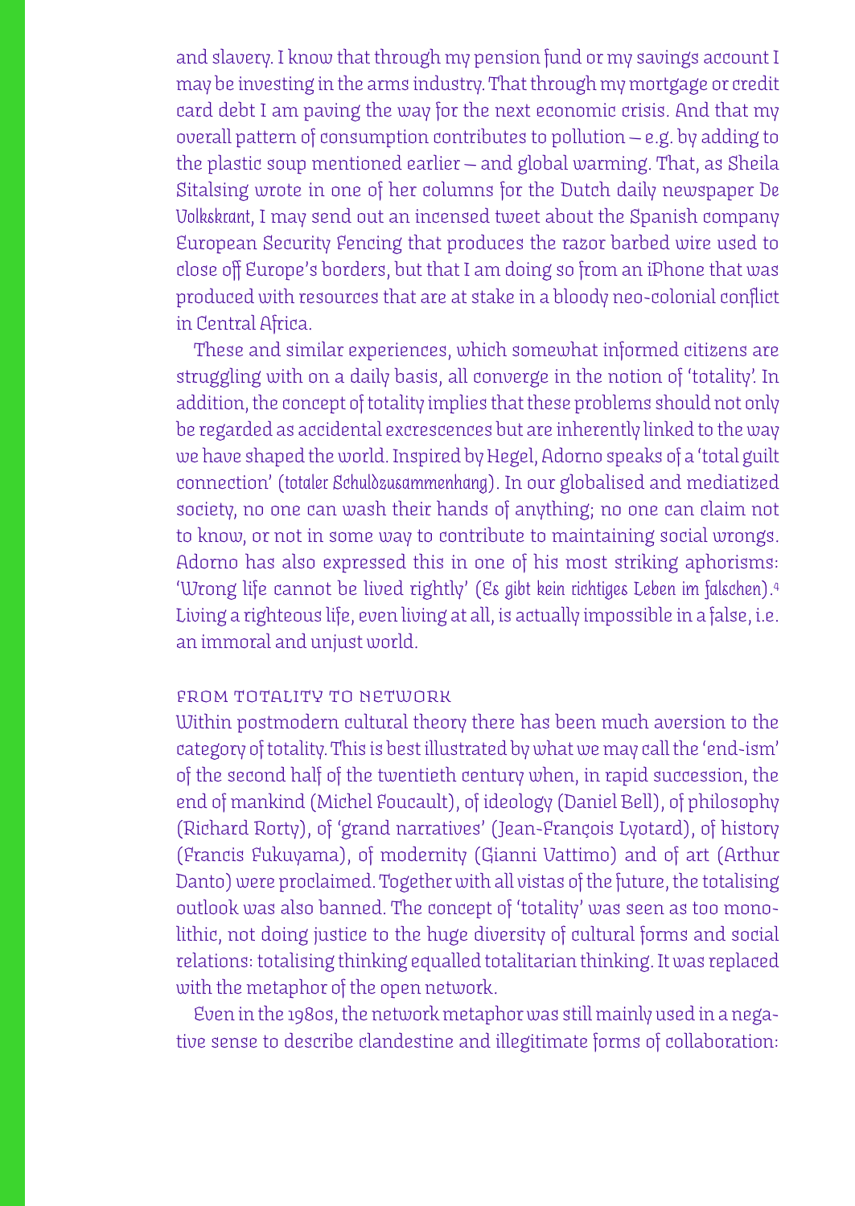and slavery. I know that through my pension fund or my savings account I may be investing in the arms industry. That through my mortgage or credit card debt I am paving the way for the next economic crisis. And that my overall pattern of consumption contributes to pollution – e.g. by adding to the plastic soup mentioned earlier – and global warming. That, as Sheila Sitalsing wrote in one of her columns for the Dutch daily newspaper *De Volkskrant*, I may send out an incensed tweet about the Spanish company European Security Fencing that produces the razor barbed wire used to close off Europe's borders, but that I am doing so from an iPhone that was produced with resources that are at stake in a bloody neo-colonial conflict in Central Africa.

These and similar experiences, which somewhat informed citizens are struggling with on a daily basis, all converge in the notion of 'totality'. In addition, the concept of totality implies that these problems should not only be regarded as accidental excrescences but are inherently linked to the way we shaped the world. Inspired by Hegel, Adorno speaks of a 'total guilt connection' (*totaler Schuldzusammenhang*). In our globalised and mediatized society, no one can wash their hands of anything; no one can claim not to know, or not in some way to contribute to maintaining social wrongs. Adorno has also expressed this in one of his most striking aphorisms: 'Wrong life cannot be lived rightly' (*Es gibt kein richtiges Leben im falschen*).[4] Living a righteous life, even living at all, is actually impossible in a false, i.e. an immoral and unjust world.

## FROM TOTALITY TO NETWORK

Within postmodern cultural theory there has been much aversion to the category of totality. This is best illustrated by what we may call the 'end-ism' of the second half of the twentieth century when, in rapid succession, the end of mankind (Michel Foucault), of ideology (Daniel Bell), of philosophy (Richard Rorty), of 'grand narratives' (Jean-François Lyotard), of history (Francis Fukuyama), of modernity (Gianni Vattimo) and of art (Arthur Danto) were proclaimed. Together with all vistas of the future, the totalising outlook was also banned. The concept of 'totality' was seen as too monolithic, not doing justice to the huge diversity of cultural forms and social relations: totalising thinking equalled totalitarian thinking. It was replaced with the metaphor of the open network.

Even in the 1980s, the network metaphor was still mainly used in a negative sense to describe clandestine and illegitimate forms of collaboration: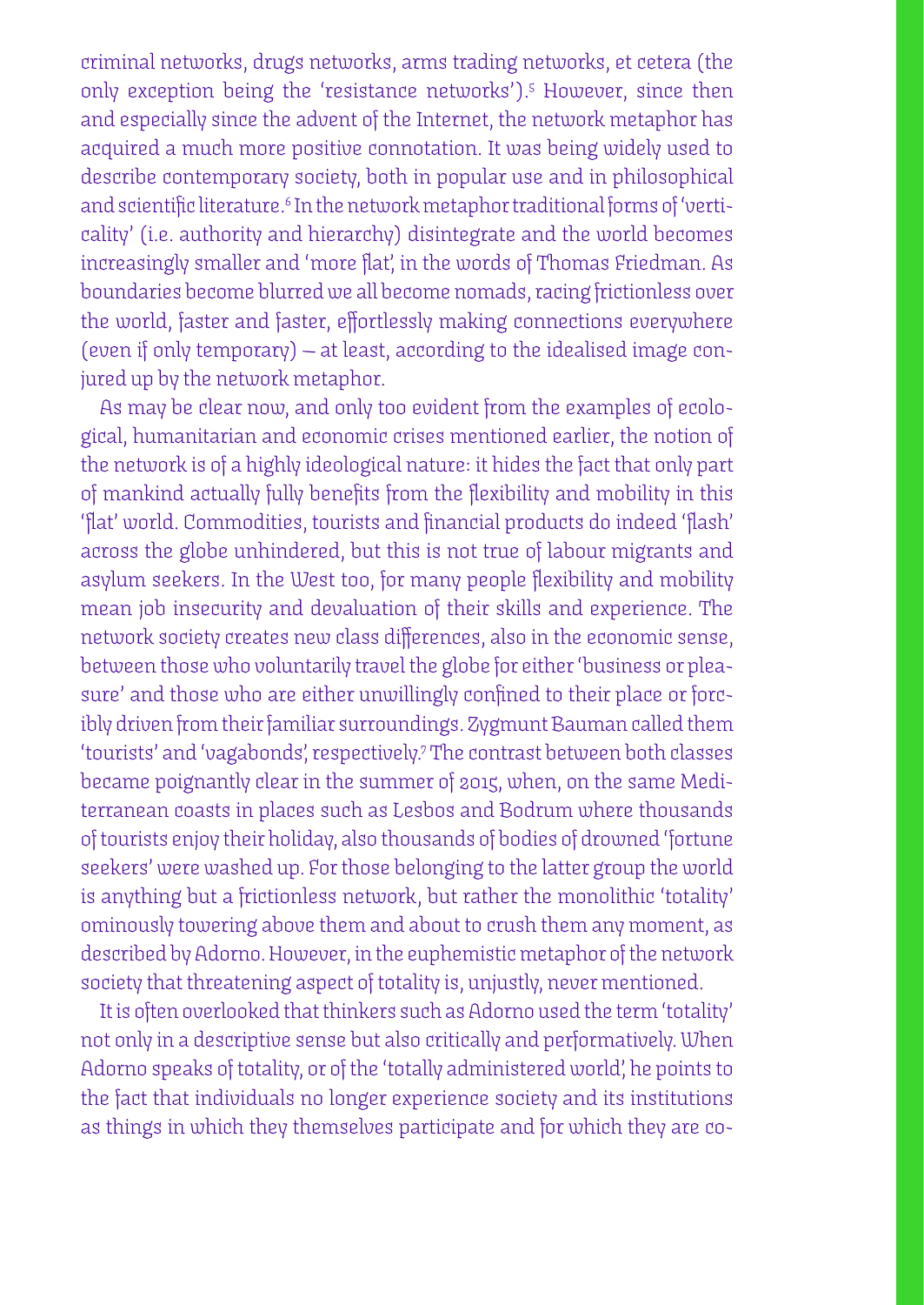criminal networks, drugs networks, arms trading networks, et cetera (the only exception being the 'resistance networks').[5] However, since then and especially since the advent of the Internet, the network metaphor has acquired a much more positive connotation. It was being widely used to describe contemporary society, both in popular use and in philosophical and scientific literature.[6] In the network metaphor traditional forms of 'verticality' (i.e. authority and hierarchy) disintegrate and the world becomes increasingly smaller and 'more flat', in the words of Thomas Friedman. As boundaries become blurred we all become nomads, racing frictionless over the world, faster and faster, effortlessly making connections everywhere (even if only temporary) – at least, according to the idealised image conjured up by the network metaphor.

As may be clear now, and only too evident from the examples of ecological, humanitarian and economic crises mentioned earlier, the notion of the network is of a highly ideological nature: it hides the fact that only part of mankind actually fully benefits from the flexibility and mobility in this 'flat' world. Commodities, tourists and financial products do indeed 'flash' across the globe unhindered, but this is not true of labour migrants and asylum seekers. In the West too, for many people flexibility and mobility mean job insecurity and devaluation of their skills and experience. The network society creates new class differences, also in the economic sense, between those who voluntarily travel the globe for either 'business or pleasure' and those who are either unwillingly confined to their place or forcibly driven from their familiar surroundings. Zygmunt Bauman called them 'tourists' and 'vagabonds', respectively.[7] The contrast between both classes became poignantly clear in the summer of 2015, when, on the same Mediterranean coasts in places such as Lesbos and Bodrum where thousands of tourists enjoy their holiday, also thousands of bodies of drowned 'fortune seekers' were washed up. For those belonging to the latter group the world is anything but a frictionless network, but rather the monolithic 'totality' ominously towering above them and about to crush them any moment, as described by Adorno. However, in the euphemistic metaphor of the network society that threatening aspect of totality is, unjustly, never mentioned.

It is often overlooked that thinkers such as Adorno used the term 'totality' not only in a descriptive sense but also critically and performatively. When Adorno speaks of totality, or of the 'totally administered world', he points to the fact that individuals no longer experience society and its institutions as things in which they themselves participate and for which they are co-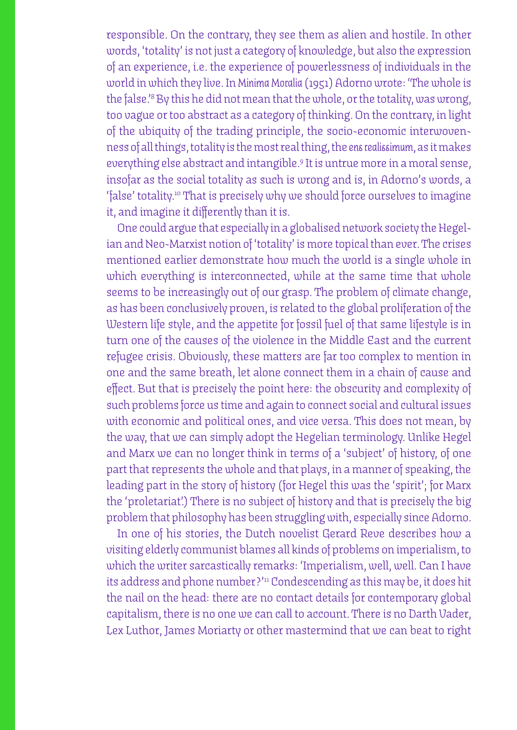responsible. On the contrary, they see them as alien and hostile. In other words, 'totality' is not just a category of knowledge, but also the expression of an experience, i.e. the experience of powerlessness of individuals in the world in which they live. In *Minima Moralia* (1951) Adorno wrote: 'The whole is the false.'[8] By this he did not mean that the whole, or the totality, was wrong, too vague or too abstract as a category of thinking. On the contrary, in light of the ubiquity of the trading principle, the socio-economic interwovenness of all things, totality is the most real thing, the *ens realissimum*, as it makes everything else abstract and intangible.[9] It is untrue more in a moral sense, insofar as the social totality as such is wrong and is, in Adorno's words, a 'false' totality.[10] That is precisely why we should force ourselves to imagine it, and imagine it differently than it is.

One could argue that especially in a globalised network society the Hegelian and Neo-Marxist notion of 'totality' is more topical than ever. The crises mentioned earlier demonstrate how much the world is a single whole in which everything is interconnected, while at the same time that whole seems to be increasingly out of our grasp. The problem of climate change, as has been conclusively proven, is related to the global proliferation of the Western life style, and the appetite for fossil fuel of that same lifestyle is in turn one of the causes of the violence in the Middle East and the current refugee crisis. Obviously, these matters are far too complex to mention in one and the same breath, let alone connect them in a chain of cause and effect. But that is precisely the point here: the obscurity and complexity of such problems force us time and again to connect social and cultural issues with economic and political ones, and vice versa. This does not mean, by the way, that we can simply adopt the Hegelian terminology. Unlike Hegel and Marx we can no longer think in terms of a 'subject' of history, of one part that represents the whole and that plays, in a manner of speaking, the leading part in the story of history (for Hegel this was the 'spirit'; for Marx the 'proletariat'.) There is no subject of history and that is precisely the big problem that philosophy has been struggling with, especially since Adorno.

In one of his stories, the Dutch novelist Gerard Reve describes how a visiting elderly communist blames all kinds of problems on imperialism, to which the writer sarcastically remarks: 'Imperialism, well, well. Can I have its address and phone number?'[11] Condescending as this may be, it does hit the nail on the head: there are no contact details for contemporary global capitalism, there is no one we can call to account. There is no Darth Vader, Lex Luthor, James Moriarty or other mastermind that we can beat to right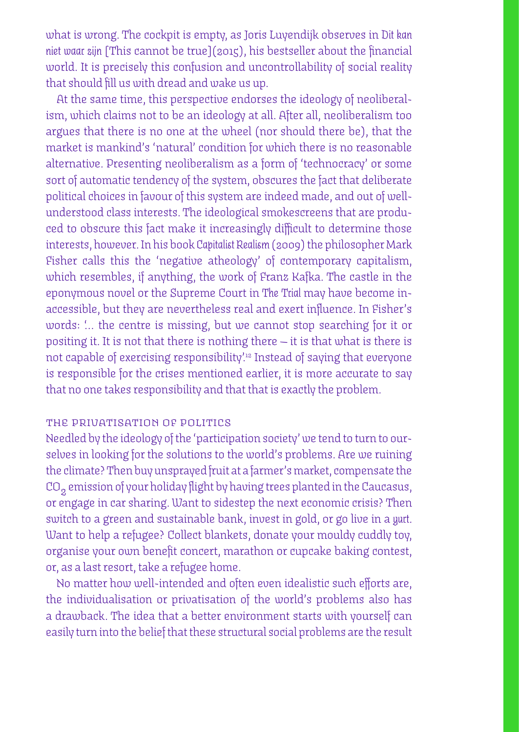what is wrong. The cockpit is empty, as Joris Luyendijk observes in *Dit kan niet waar zijn* [This cannot be true](2015), his bestseller about the financial world. It is precisely this confusion and uncontrollability of social reality that should fill us with dread and wake us up.

At the same time, this perspective endorses the ideology of neoliberalism, which claims not to be an ideology at all. After all, neoliberalism too argues that there is no one at the wheel (nor should there be), that the market is mankind's 'natural' condition for which there is no reasonable alternative. Presenting neoliberalism as a form of 'technocracy' or some sort of automatic tendency of the system, obscures the fact that deliberate political choices in favour of this system are indeed made, and out of well-understood class interests. The ideological smokescreens that are produced to obscure this fact make it increasingly difficult to determine those interests, however. In his book *Capitalist Realism* (2009) the philosopher Mark Fisher calls this the 'negative atheology' of contemporary capitalism, which resembles, if anything, the work of Franz Kafka. The castle in the eponymous novel or the Supreme Court in *The Trial* may have become inaccessible, but they are nevertheless real and exert influence. In Fisher's words: '... the centre is missing, but we cannot stop searching for it or positing it. It is not that there is nothing there – it is that what is there is not capable of exercising responsibility'.[12] Instead of saying that everyone is responsible for the crises mentioned earlier, it is more accurate to say that no one takes responsibility and that that is exactly the problem.

## THE PRIVATISATION OF POLITICS

Needled by the ideology of the 'participation society' we tend to turn to ourselves in looking for the solutions to the world's problems. Are we ruining the climate? Then buy unsprayed fruit at a farmer's market, compensate the $CO_2$ emission of your holiday flight by having trees planted in the Caucasus, or engage in car sharing. Want to sidestep the next economic crisis? Then switch to a green and sustainable bank, invest in gold, or go live in a *yurt*. Want to help a refugee? Collect blankets, donate your mouldy cuddly toy, organise your own benefit concert, marathon or cupcake baking contest, or, as a last resort, take a refugee home.

No matter how well-intended and often even idealistic such efforts are, the individualisation or privatisation of the world's problems also has a drawback. The idea that a better environment starts with yourself can easily turn into the belief that these structural social problems are the result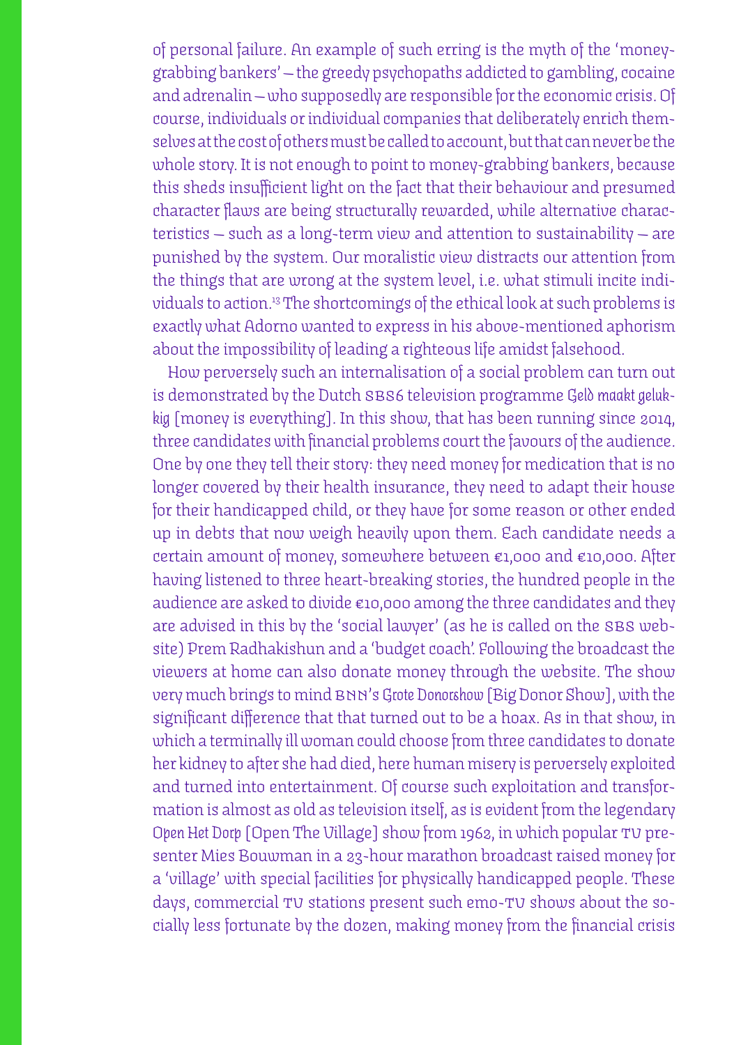of personal failure. An example of such erring is the myth of the 'money-grabbing bankers' – the greedy psychopaths addicted to gambling, cocaine and adrenalin – who supposedly are responsible for the economic crisis. Of course, individuals or individual companies that deliberately enrich themselves at the cost of others must be called to account, but that can never be the whole story. It is not enough to point to money-grabbing bankers, because this sheds insufficient light on the fact that their behaviour and presumed character flaws are being structurally rewarded, while alternative characteristics – such as a long-term view and attention to sustainability – are punished by the system. Our moralistic view distracts our attention from the things that are wrong at the system level, i.e. what stimuli incite individuals to action.[13] The shortcomings of the ethical look at such problems is exactly what Adorno wanted to express in his above-mentioned aphorism about the impossibility of leading a righteous life amidst falsehood.

How perversely such an internalisation of a social problem can turn out is demonstrated by the Dutch SBS6 television programme *Geld maakt gelukkig* [money is everything]. In this show, that has been running since 2014, three candidates with financial problems court the favours of the audience. One by one they tell their story: they need money for medication that is no longer covered by their health insurance, they need to adapt their house for their handicapped child, or they have for some reason or other ended up in debts that now weigh heavily upon them. Each candidate needs a certain amount of money, somewhere between €1,000 and €10,000. After having listened to three heart-breaking stories, the hundred people in the audience are asked to divide €10,000 among the three candidates and they are advised in this by the 'social lawyer' (as he is called on the SBS website) Prem Radhakishun and a 'budget coach'. Following the broadcast the viewers at home can also donate money through the website. The show very much brings to mind BNN's *Grote Donorshow* [Big Donor Show], with the significant difference that that turned out to be a hoax. As in that show, in which a terminally ill woman could choose from three candidates to donate her kidney to after she had died, here human misery is perversely exploited and turned into entertainment. Of course such exploitation and transformation is almost as old as television itself, as is evident from the legendary *Open Het Dorp* [Open The Village] show from 1962, in which popular TV presenter Mies Bouwman in a 23-hour marathon broadcast raised money for a 'village' with special facilities for physically handicapped people. These days, commercial TV stations present such emo-TV shows about the socially less fortunate by the dozen, making money from the financial crisis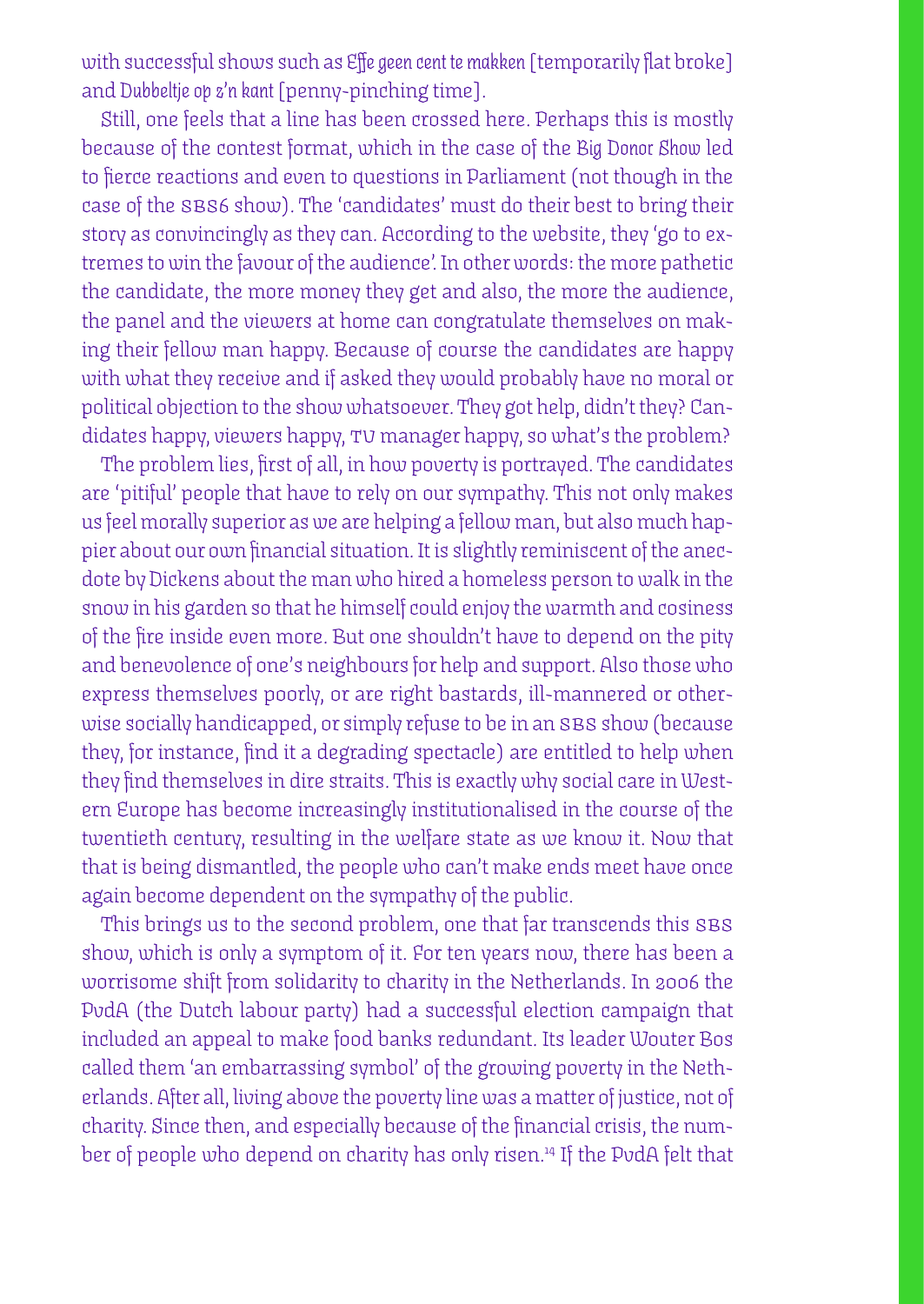with successful shows such as *Effe geen cent te makken* [temporarily flat broke] and *Dubbeltje op z'n kant* [penny-pinching time].

Still, one feels that a line has been crossed here. Perhaps this is mostly because of the contest format, which in the case of the *Big Donor Show* led to fierce reactions and even to questions in Parliament (not though in the case of the SBS6 show). The 'candidates' must do their best to bring their story as convincingly as they can. According to the website, they 'go to extremes to win the favour of the audience'. In other words: the more pathetic the candidate, the more money they get and also, the more the audience, the panel and the viewers at home can congratulate themselves on making their fellow man happy. Because of course the candidates are happy with what they receive and if asked they would probably have no moral or political objection to the show whatsoever. They got help, didn't they? Candidates happy, viewers happy, TV manager happy, so what's the problem?

The problem lies, first of all, in how poverty is portrayed. The candidates are 'pitiful' people that have to rely on our sympathy. This not only makes us feel morally superior as we are helping a fellow man, but also much happier about our own financial situation. It is slightly reminiscent of the anecdote by Dickens about the man who hired a homeless person to walk in the snow in his garden so that he himself could enjoy the warmth and cosiness of the fire inside even more. But one shouldn't have to depend on the pity and benevolence of one's neighbours for help and support. Also those who express themselves poorly, or are right bastards, ill-mannered or otherwise socially handicapped, or simply refuse to be in an SBS show (because they, for instance, find it a degrading spectacle) are entitled to help when they find themselves in dire straits. This is exactly why social care in Western Europe has become increasingly institutionalised in the course of the twentieth century, resulting in the welfare state as we know it. Now that that is being dismantled, the people who can't make ends meet have once again become dependent on the sympathy of the public.

This brings us to the second problem, one that far transcends this SBS show, which is only a symptom of it. For ten years now, there has been a worrisome shift from solidarity to charity in the Netherlands. In 2006 the PvdA (the Dutch labour party) had a successful election campaign that included an appeal to make food banks redundant. Its leader Wouter Bos called them 'an embarrassing symbol' of the growing poverty in the Netherlands. After all, living above the poverty line was a matter of justice, not of charity. Since then, and especially because of the financial crisis, the number of people who depend on charity has only risen.[14] If the PvdA felt that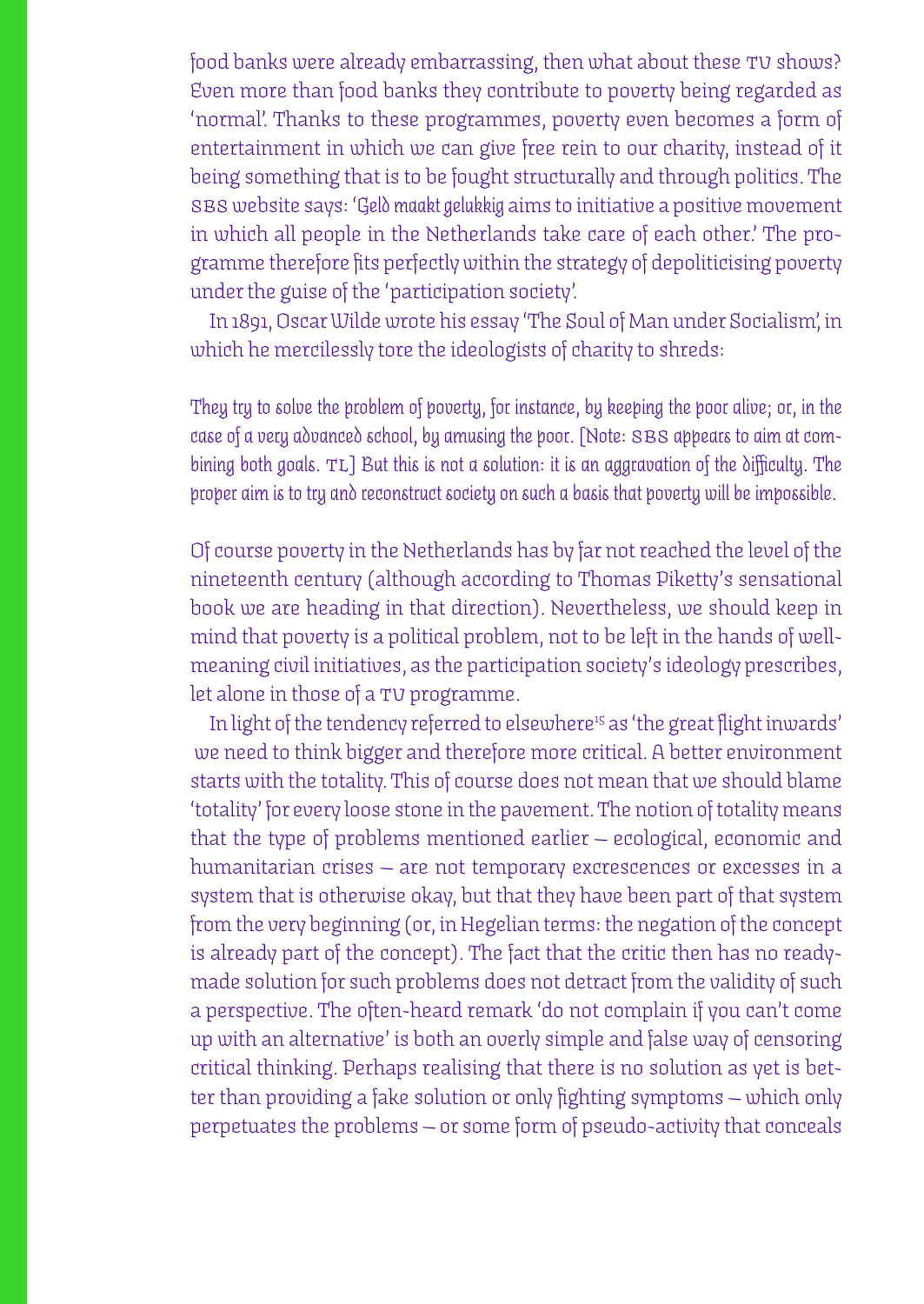food banks were already embarrassing, then what about these TV shows? Even more than food banks they contribute to poverty being regarded as 'normal'. Thanks to these programmes, poverty even becomes a form of entertainment in which we can give free rein to our charity, instead of it being something that is to be fought structurally and through politics. The SBS website says: '*Geld maakt gelukkig* aims to initiative a positive movement in which all people in the Netherlands take care of each other.' The programme therefore fits perfectly within the strategy of depoliticising poverty under the guise of the 'participation society'.

In 1891, Oscar Wilde wrote his essay 'The Soul of Man under Socialism', in which he mercilessly tore the ideologists of charity to shreds:

> They try to solve the problem of poverty, for instance, by keeping the poor alive; or, in the case of a very advanced school, by amusing the poor. [Note: SBS appears to aim at combining both goals. TL] But this is not a solution: it is an aggravation of the difficulty. The proper aim is to try and reconstruct society on such a basis that poverty will be impossible.

Of course poverty in the Netherlands has by far not reached the level of the nineteenth century (although according to Thomas Piketty's sensational book we are heading in that direction). Nevertheless, we should keep in mind that poverty is a political problem, not to be left in the hands of well-meaning civil initiatives, as the participation society's ideology prescribes, let alone in those of a TV programme.

In light of the tendency referred to elsewhere[15] as 'the great flight inwards' we need to think bigger and therefore more critical. A better environment starts with the totality. This of course does not mean that we should blame 'totality' for every loose stone in the pavement. The notion of totality means that the type of problems mentioned earlier – ecological, economic and humanitarian crises – are not temporary excrescences or excesses in a system that is otherwise okay, but that they have been part of that system from the very beginning (or, in Hegelian terms: the negation of the concept is already part of the concept). The fact that the critic then has no ready-made solution for such problems does not detract from the validity of such a perspective. The often-heard remark 'do not complain if you can't come up with an alternative' is both an overly simple and false way of censoring critical thinking. Perhaps realising that there is no solution as yet is better than providing a fake solution or only fighting symptoms – which only perpetuates the problems – or some form of pseudo-activity that conceals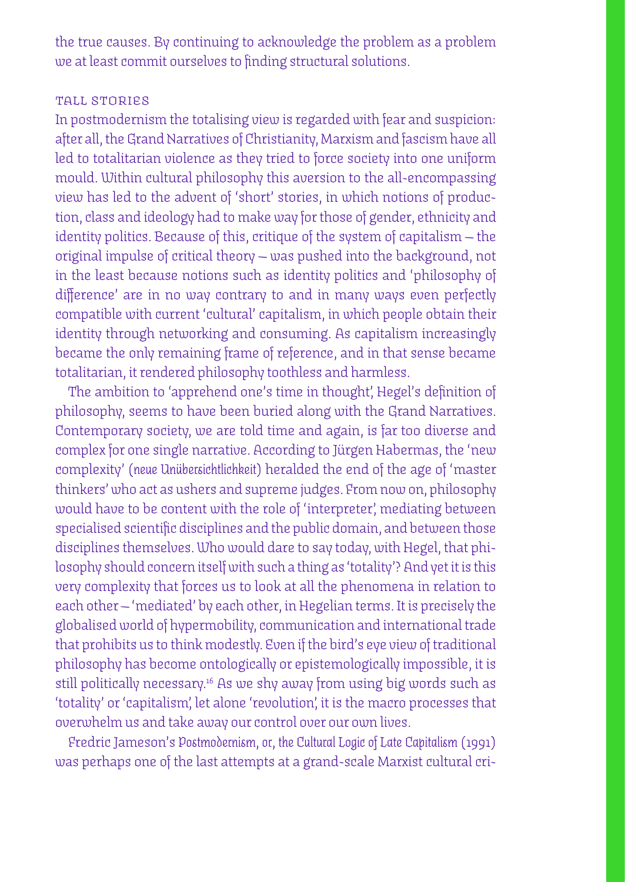the true causes. By continuing to acknowledge the problem as a problem we at least commit ourselves to finding structural solutions.

### TALL STORIES

In postmodernism the totalising view is regarded with fear and suspicion: after all, the Grand Narratives of Christianity, Marxism and fascism have all led to totalitarian violence as they tried to force society into one uniform mould. Within cultural philosophy this aversion to the all-encompassing view has led to the advent of 'short' stories, in which notions of production, class and ideology had to make way for those of gender, ethnicity and identity politics. Because of this, critique of the system of capitalism – the original impulse of critical theory – was pushed into the background, not in the least because notions such as identity politics and 'philosophy of difference' are in no way contrary to and in many ways even perfectly compatible with current 'cultural' capitalism, in which people obtain their identity through networking and consuming. As capitalism increasingly became the only remaining frame of reference, and in that sense became totalitarian, it rendered philosophy toothless and harmless.

The ambition to 'apprehend one's time in thought', Hegel's definition of philosophy, seems to have been buried along with the Grand Narratives. Contemporary society, we are told time and again, is far too diverse and complex for one single narrative. According to Jürgen Habermas, the 'new complexity' (*neue Unübersichtlichkeit*) heralded the end of the age of 'master thinkers' who act as ushers and supreme judges. From now on, philosophy would have to be content with the role of 'interpreter', mediating between specialised scientific disciplines and the public domain, and between those disciplines themselves. Who would dare to say today, with Hegel, that philosophy should concern itself with such a thing as 'totality'? And yet it is this very complexity that forces us to look at all the phenomena in relation to each other – 'mediated' by each other, in Hegelian terms. It is precisely the globalised world of hypermobility, communication and international trade that prohibits us to think modestly. Even if the bird's eye view of traditional philosophy has become ontologically or epistemologically impossible, it is still politically necessary.[16] As we shy away from using big words such as 'totality' or 'capitalism', let alone 'revolution', it is the macro processes that overwhelm us and take away our control over our own lives.

Fredric Jameson's *Postmodernism, or, the Cultural Logic of Late Capitalism* (1991) was perhaps one of the last attempts at a grand-scale Marxist cultural cri-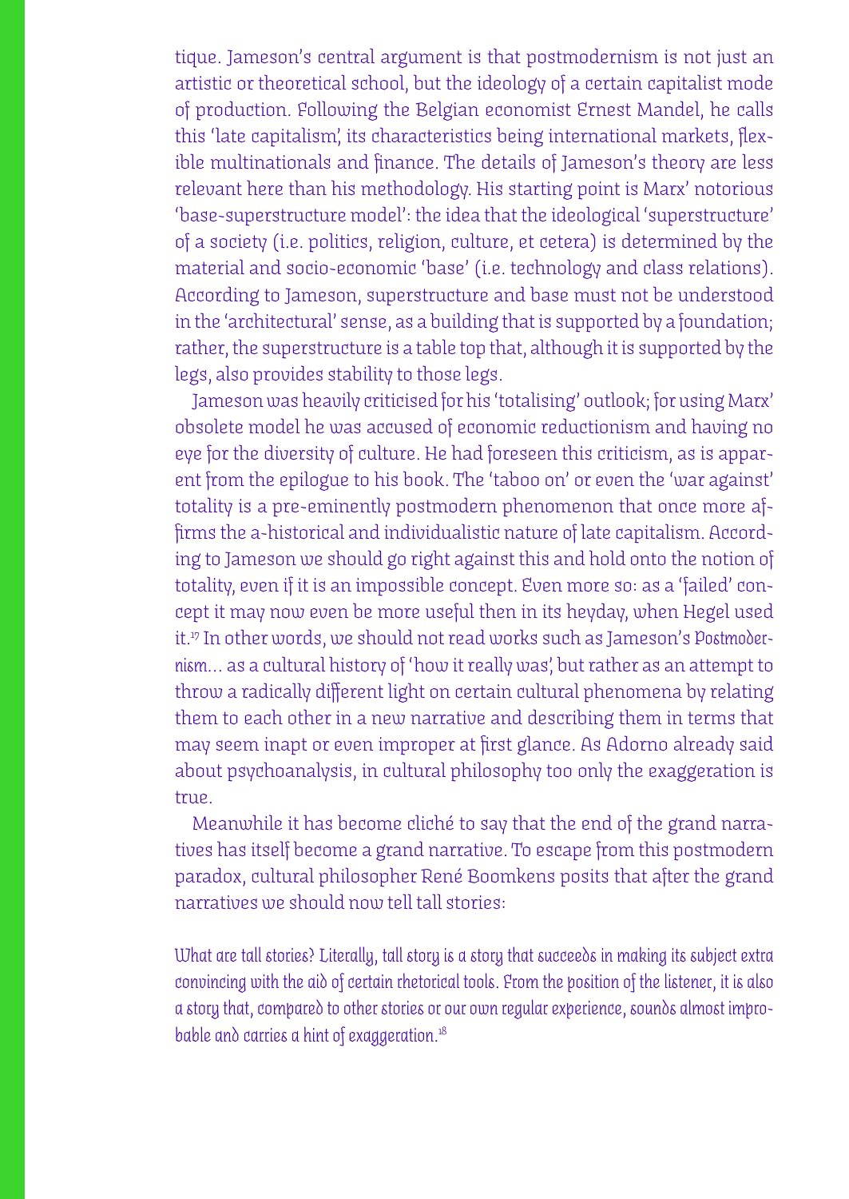tique. Jameson's central argument is that postmodernism is not just an artistic or theoretical school, but the ideology of a certain capitalist mode of production. Following the Belgian economist Ernest Mandel, he calls this 'late capitalism', its characteristics being international markets, flexible multinationals and finance. The details of Jameson's theory are less relevant here than his methodology. His starting point is Marx' notorious 'base-superstructure model': the idea that the ideological 'superstructure' of a society (i.e. politics, religion, culture, et cetera) is determined by the material and socio-economic 'base' (i.e. technology and class relations). According to Jameson, superstructure and base must not be understood in the 'architectural' sense, as a building that is supported by a foundation; rather, the superstructure is a table top that, although it is supported by the legs, also provides stability to those legs.

Jameson was heavily criticised for his 'totalising' outlook; for using Marx' obsolete model he was accused of economic reductionism and having no eye for the diversity of culture. He had foreseen this criticism, as is apparent from the epilogue to his book. The 'taboo on' or even the 'war against' totality is a pre-eminently postmodern phenomenon that once more affirms the a-historical and individualistic nature of late capitalism. According to Jameson we should go right against this and hold onto the notion of totality, even if it is an impossible concept. Even more so: as a 'failed' concept it may now even be more useful then in its heyday, when Hegel used it.[17] In other words, we should not read works such as Jameson's *Postmodernism...* as a cultural history of 'how it really was', but rather as an attempt to throw a radically different light on certain cultural phenomena by relating them to each other in a new narrative and describing them in terms that may seem inapt or even improper at first glance. As Adorno already said about psychoanalysis, in cultural philosophy too only the exaggeration is true.

Meanwhile it has become cliché to say that the end of the grand narratives has itself become a grand narrative. To escape from this postmodern paradox, cultural philosopher René Boomkens posits that after the grand narratives we should now tell tall stories:

> What are tall stories? Literally, tall story is a story that succeeds in making its subject extra convincing with the aid of certain rhetorical tools. From the position of the listener, it is also a story that, compared to other stories or our own regular experience, sounds almost improbable and carries a hint of exaggeration.[18]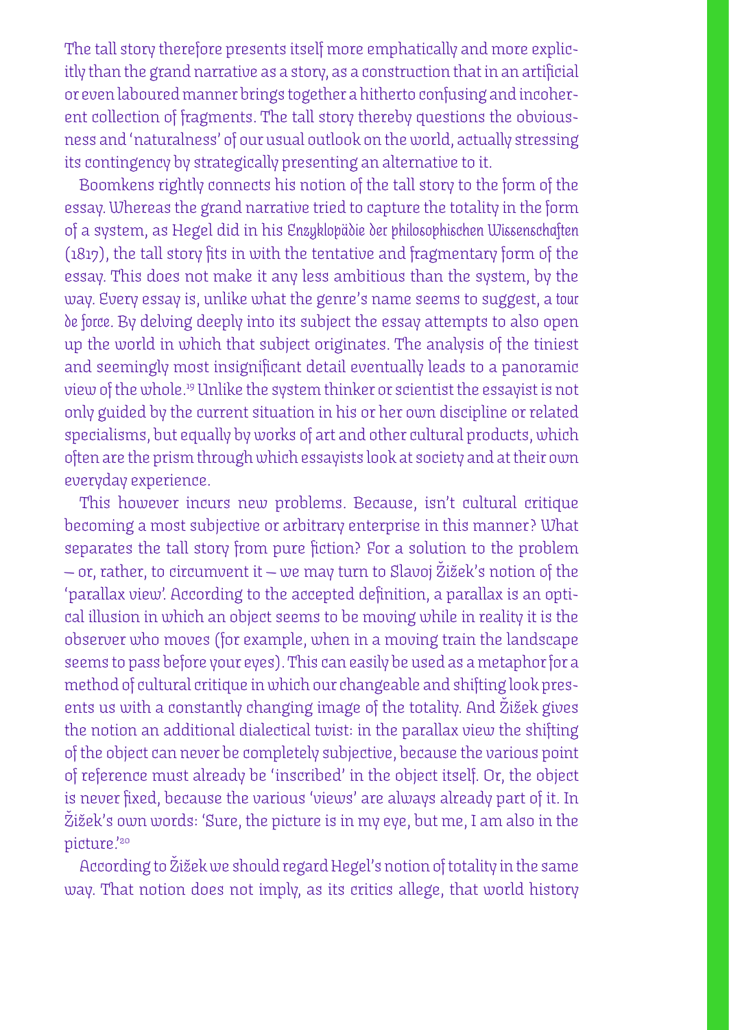The tall story therefore presents itself more emphatically and more explicitly than the grand narrative as a story, as a construction that in an artificial or even laboured manner brings together a hitherto confusing and incoherent collection of fragments. The tall story thereby questions the obviousness and 'naturalness' of our usual outlook on the world, actually stressing its contingency by strategically presenting an alternative to it.

Boomkens rightly connects his notion of the tall story to the form of the essay. Whereas the grand narrative tried to capture the totality in the form of a system, as Hegel did in his *Enzyklopädie der philosophischen Wissenschaften* (1817), the tall story fits in with the tentative and fragmentary form of the essay. This does not make it any less ambitious than the system, by the way. Every essay is, unlike what the genre's name seems to suggest, a *tour de force*. By delving deeply into its subject the essay attempts to also open up the world in which that subject originates. The analysis of the tiniest and seemingly most insignificant detail eventually leads to a panoramic view of the whole.[19] Unlike the system thinker or scientist the essayist is not only guided by the current situation in his or her own discipline or related specialisms, but equally by works of art and other cultural products, which often are the prism through which essayists look at society and at their own everyday experience.

This however incurs new problems. Because, isn't cultural critique becoming a most subjective or arbitrary enterprise in this manner? What separates the tall story from pure fiction? For a solution to the problem – or, rather, to circumvent it – we may turn to Slavoj Žižek's notion of the 'parallax view'. According to the accepted definition, a parallax is an optical illusion in which an object seems to be moving while in reality it is the observer who moves (for example, when in a moving train the landscape seems to pass before your eyes). This can easily be used as a metaphor for a method of cultural critique in which our changeable and shifting look presents us with a constantly changing image of the totality. And Žižek gives the notion an additional dialectical twist: in the parallax view the shifting of the object can never be completely subjective, because the various point of reference must already be 'inscribed' in the object itself. Or, the object is never fixed, because the various 'views' are always already part of it. In Žižek's own words: 'Sure, the picture is in my eye, but me, I am also in the picture.'[20]

According to Žižek we should regard Hegel's notion of totality in the same way. That notion does not imply, as its critics allege, that world history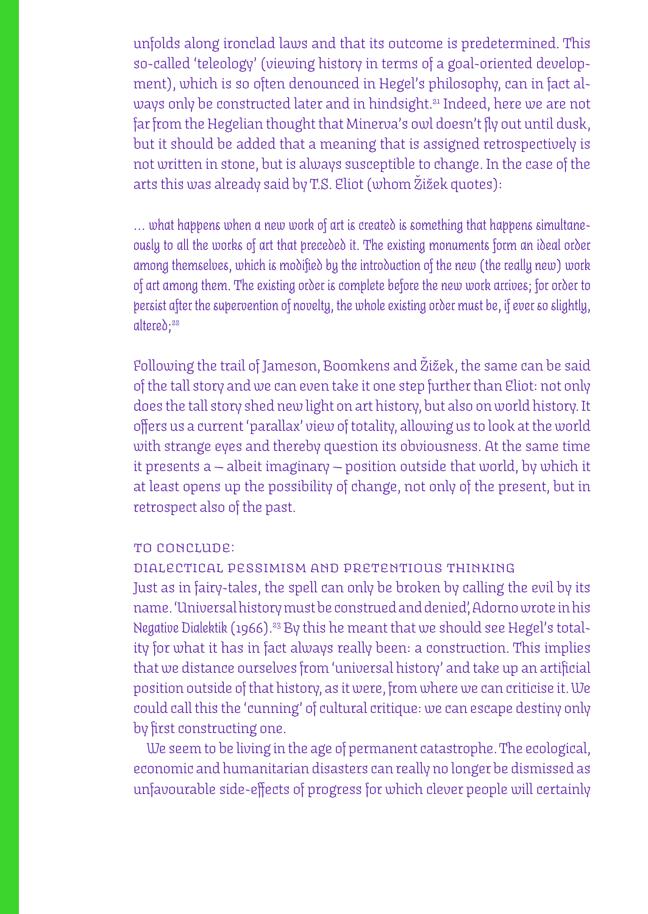unfolds along ironclad laws and that its outcome is predetermined. This so-called 'teleology' (viewing history in terms of a goal-oriented development), which is so often denounced in Hegel's philosophy, can in fact always only be constructed later and in hindsight.[21] Indeed, here we are not far from the Hegelian thought that Minerva's owl doesn't fly out until dusk, but it should be added that a meaning that is assigned retrospectively is not written in stone, but is always susceptible to change. In the case of the arts this was already said by T.S. Eliot (whom Žižek quotes):

> ... what happens when a new work of art is created is something that happens simultaneously to all the works of art that preceded it. The existing monuments form an ideal order among themselves, which is modified by the introduction of the new (the really new) work of art among them. The existing order is complete before the new work arrives; for order to persist after the supervention of novelty, the whole existing order must be, if ever so slightly, altered;[22]

Following the trail of Jameson, Boomkens and Žižek, the same can be said of the tall story and we can even take it one step further than Eliot: not only does the tall story shed new light on art history, but also on world history. It offers us a current 'parallax' view of totality, allowing us to look at the world with strange eyes and thereby question its obviousness. At the same time it presents a – albeit imaginary – position outside that world, by which it at least opens up the possibility of change, not only of the present, but in retrospect also of the past.

## To conclude: Dialectical pessimism and pretentious thinking

Just as in fairy-tales, the spell can only be broken by calling the evil by its name. 'Universal history must be construed and denied', Adorno wrote in his *Negative Dialektik* (1966).[23] By this he meant that we should see Hegel's totality for what it has in fact always really been: a construction. This implies that we distance ourselves from 'universal history' and take up an artificial position outside of that history, as it were, from where we can criticise it. We could call this the 'cunning' of cultural critique: we can escape destiny only by first constructing one.

We seem to be living in the age of permanent catastrophe. The ecological, economic and humanitarian disasters can really no longer be dismissed as unfavourable side-effects of progress for which clever people will certainly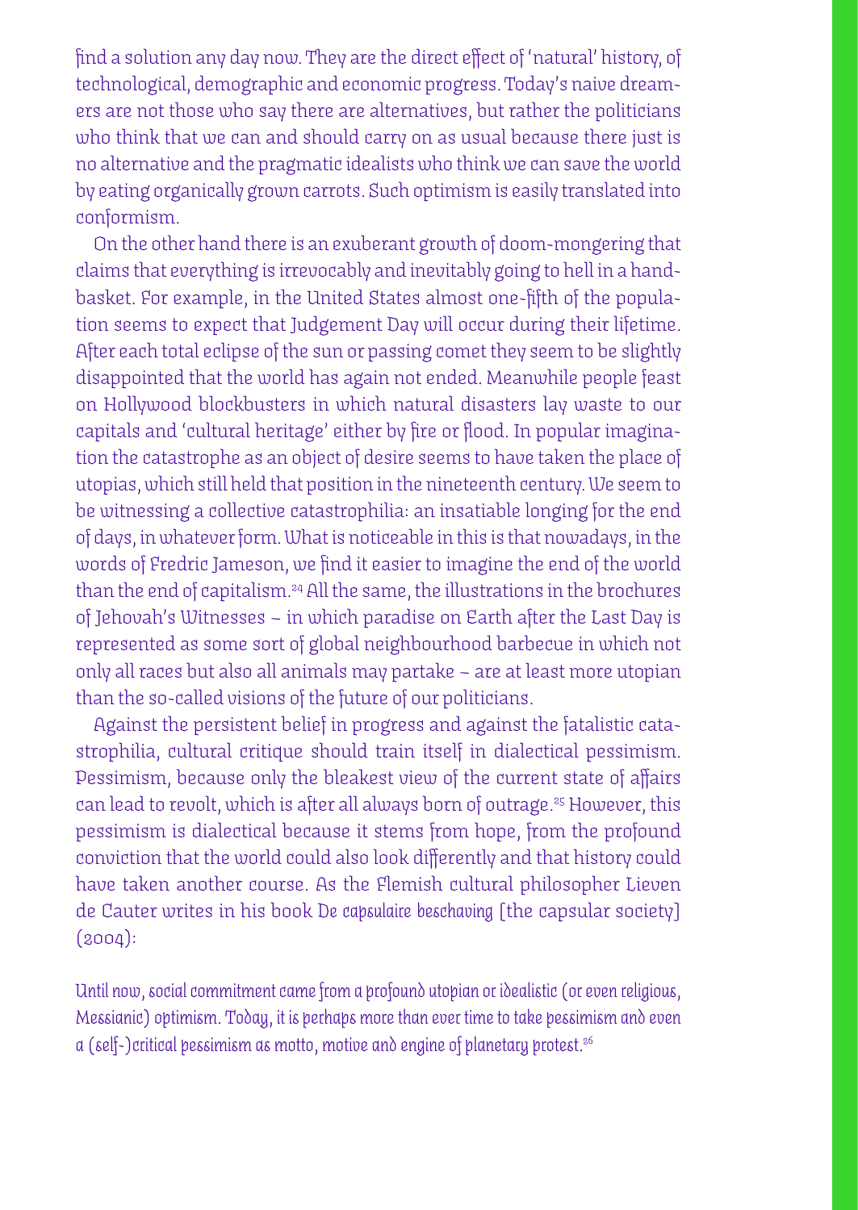find a solution any day now. They are the direct effect of 'natural' history, of technological, demographic and economic progress. Today's naive dreamers are not those who say there are alternatives, but rather the politicians who think that we can and should carry on as usual because there just is no alternative and the pragmatic idealists who think we can save the world by eating organically grown carrots. Such optimism is easily translated into conformism.

On the other hand there is an exuberant growth of doom-mongering that claims that everything is irrevocably and inevitably going to hell in a handbasket. For example, in the United States almost one-fifth of the population seems to expect that Judgement Day will occur during their lifetime. After each total eclipse of the sun or passing comet they seem to be slightly disappointed that the world has again not ended. Meanwhile people feast on Hollywood blockbusters in which natural disasters lay waste to our capitals and 'cultural heritage' either by fire or flood. In popular imagination the catastrophe as an object of desire seems to have taken the place of utopias, which still held that position in the nineteenth century. We seem to be witnessing a collective catastrophilia: an insatiable longing for the end of days, in whatever form. What is noticeable in this is that nowadays, in the words of Fredric Jameson, we find it easier to imagine the end of the world than the end of capitalism.[24] All the same, the illustrations in the brochures of Jehovah's Witnesses – in which paradise on Earth after the Last Day is represented as some sort of global neighbourhood barbecue in which not only all races but also all animals may partake – are at least more utopian than the so-called visions of the future of our politicians.

Against the persistent belief in progress and against the fatalistic catastrophilia, cultural critique should train itself in dialectical pessimism. Pessimism, because only the bleakest view of the current state of affairs can lead to revolt, which is after all always born of outrage.[25] However, this pessimism is dialectical because it stems from hope, from the profound conviction that the world could also look differently and that history could have taken another course. As the Flemish cultural philosopher Lieven de Cauter writes in his book *De capsulaire beschaving* [the capsular society] (2004):

> *Until now, social commitment came from a profound utopian or idealistic (or even religious, Messianic) optimism. Today, it is perhaps more than ever time to take pessimism and even a (self-)critical pessimism as motto, motive and engine of planetary protest.*[26]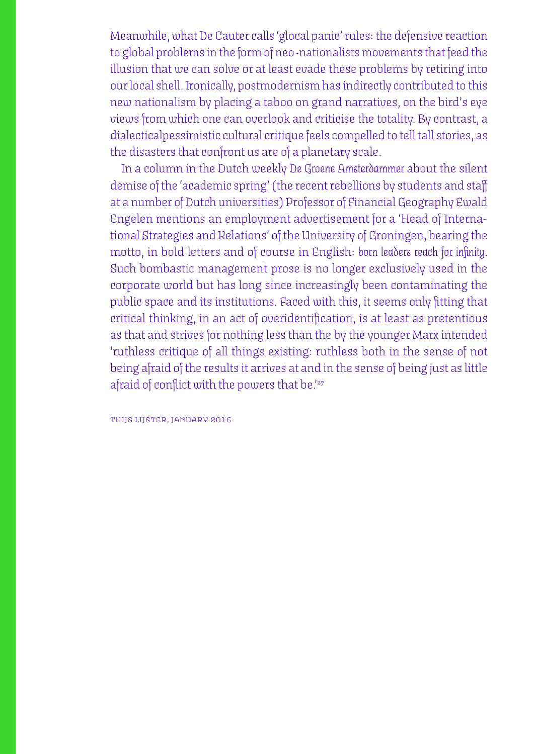Meanwhile, what De Cauter calls 'glocal panic' rules: the defensive reaction to global problems in the form of neo-nationalists movements that feed the illusion that we can solve or at least evade these problems by retiring into our local shell. Ironically, postmodernism has indirectly contributed to this new nationalism by placing a taboo on grand narratives, on the bird's eye views from which one can overlook and criticise the totality. By contrast, a dialecticalpessimistic cultural critique feels compelled to tell tall stories, as the disasters that confront us are of a planetary scale.

In a column in the Dutch weekly *De Groene Amsterdammer* about the silent demise of the 'academic spring' (the recent rebellions by students and staff at a number of Dutch universities) Professor of Financial Geography Ewald Engelen mentions an employment advertisement for a 'Head of International Strategies and Relations' of the University of Groningen, bearing the motto, in bold letters and of course in English: *born leaders reach for infinity*. Such bombastic management prose is no longer exclusively used in the corporate world but has long since increasingly been contaminating the public space and its institutions. Faced with this, it seems only fitting that critical thinking, in an act of overidentification, is at least as pretentious as that and strives for nothing less than the by the younger Marx intended 'ruthless critique of all things existing: ruthless both in the sense of not being afraid of the results it arrives at and in the sense of being just as little afraid of conflict with the powers that be.'[27]

THIJS LIJSTER, JANUARY 2016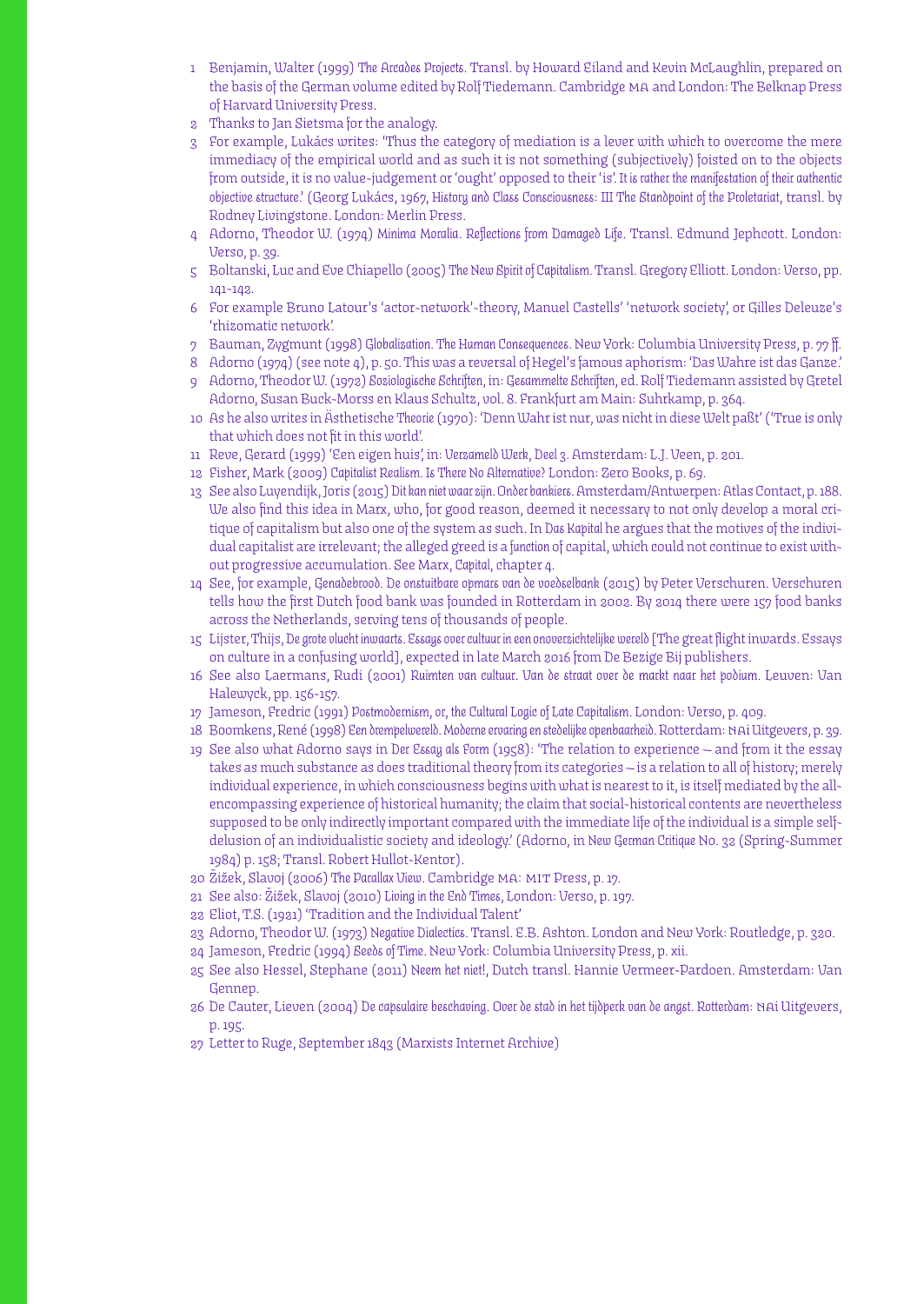1. Benjamin, Walter (1999) *The Arcades Projects*. Transl. by Howard Eiland and Kevin McLaughlin, prepared on the basis of the German volume edited by Rolf Tiedemann. Cambridge MA and London: The Belknap Press of Harvard University Press.
2. Thanks to Jan Sietsma for the analogy.
3. For example, Lukács writes: 'Thus the category of mediation is a lever with which to overcome the mere immediacy of the empirical world and as such it is not something (subjectively) foisted on to the objects from outside, it is no value-judgement or 'ought' opposed to their 'is'. It is rather the manifestation of their authentic objective structure.' (Georg Lukács, 1967, *History and Class Consciousness: III The Standpoint of the Proletariat*, transl. by Rodney Livingstone. London: Merlin Press.
4. Adorno, Theodor W. (1974) *Minima Moralia. Reflections from Damaged Life*. Transl. Edmund Jephcott. London: Verso, p. 39.
5. Boltanski, Luc and Eve Chiapello (2005) *The New Spirit of Capitalism*. Transl. Gregory Elliott. London: Verso, pp. 141-142.
6. For example Bruno Latour's 'actor-network'-theory, Manuel Castells' 'network society', or Gilles Deleuze's 'rhizomatic network'.
7. Bauman, Zygmunt (1998) *Globalization. The Human Consequences*. New York: Columbia University Press, p. 77 ff.
8. Adorno (1974) (see note 4), p. 50. This was a reversal of Hegel's famous aphorism: 'Das Wahre ist das Ganze.'
9. Adorno, Theodor W. (1972) *Soziologische Schriften*, in: *Gesammelte Schriften*, ed. Rolf Tiedemann assisted by Gretel Adorno, Susan Buck-Morss en Klaus Schultz, vol. 8. Frankfurt am Main: Suhrkamp, p. 364.
10. As he also writes in *Ästhetische Theorie* (1970): 'Denn Wahr ist nur, was nicht in diese Welt paßt' ('True is only that which does not fit in this world'.
11. Reve, Gerard (1999) 'Een eigen huis', in: *Verzameld Werk, Deel 3*. Amsterdam: L.J. Veen, p. 201.
12. Fisher, Mark (2009) *Capitalist Realism. Is There No Alternative?* London: Zero Books, p. 69.
13. See also Luyendijk, Joris (2015) *Dit kan niet waar zijn. Onder bankiers*. Amsterdam/Antwerpen: Atlas Contact, p. 188. We also find this idea in Marx, who, for good reason, deemed it necessary to not only develop a moral critique of capitalism but also one of the system as such. In *Das Kapital* he argues that the motives of the individual capitalist are irrelevant; the alleged greed is a function of capital, which could not continue to exist without progressive accumulation. See Marx, *Capital*, chapter 4.
14. See, for example, *Genadebrood. De onstuitbare opmars van de voedselbank* (2015) by Peter Verschuren. Verschuren tells how the first Dutch food bank was founded in Rotterdam in 2002. By 2014 there were 157 food banks across the Netherlands, serving tens of thousands of people.
15. Lijster, Thijs, *De grote vlucht inwaarts. Essays over cultuur in een onoverzichtelijke wereld* [The great flight inwards. Essays on culture in a confusing world], expected in late March 2016 from De Bezige Bij publishers.
16. See also Laermans, Rudi (2001) *Ruimten van cultuur. Van de straat over de markt naar het podium*. Leuven: Van Halewyck, pp. 156-157.
17. Jameson, Fredric (1991) *Postmodernism, or, the Cultural Logic of Late Capitalism*. London: Verso, p. 409.
18. Boomkens, René (1998) *Een drempelwereld. Moderne ervaring en stedelijke openbaarheid*. Rotterdam: NAi Uitgevers, p. 39.
19. See also what Adorno says in *Der Essay als Form* (1958): 'The relation to experience – and from it the essay takes as much substance as does traditional theory from its categories – is a relation to all of history; merely individual experience, in which consciousness begins with what is nearest to it, is itself mediated by the all-encompassing experience of historical humanity; the claim that social-historical contents are nevertheless supposed to be only indirectly important compared with the immediate life of the individual is a simple self-delusion of an individualistic society and ideology.' (Adorno, in *New German Critique* No. 32 (Spring-Summer 1984) p. 158; Transl. Robert Hullot-Kentor).
20. Žižek, Slavoj (2006) *The Parallax View*. Cambridge MA: MIT Press, p. 17.
21. See also: Žižek, Slavoj (2010) *Living in the End Times*, London: Verso, p. 197.
22. Eliot, T.S. (1921) 'Tradition and the Individual Talent'
23. Adorno, Theodor W. (1973) *Negative Dialectics*. Transl. E.B. Ashton. London and New York: Routledge, p. 320.
24. Jameson, Fredric (1994) *Seeds of Time*. New York: Columbia University Press, p. xii.
25. See also Hessel, Stephane (2011) *Neem het niet!*, Dutch transl. Hannie Vermeer-Pardoen. Amsterdam: Van Gennep.
26. De Cauter, Lieven (2004) *De capsulaire beschaving. Over de stad in het tijdperk van de angst*. Rotterdam: NAi Uitgevers, p. 195.
27. Letter to Ruge, September 1843 (Marxists Internet Archive)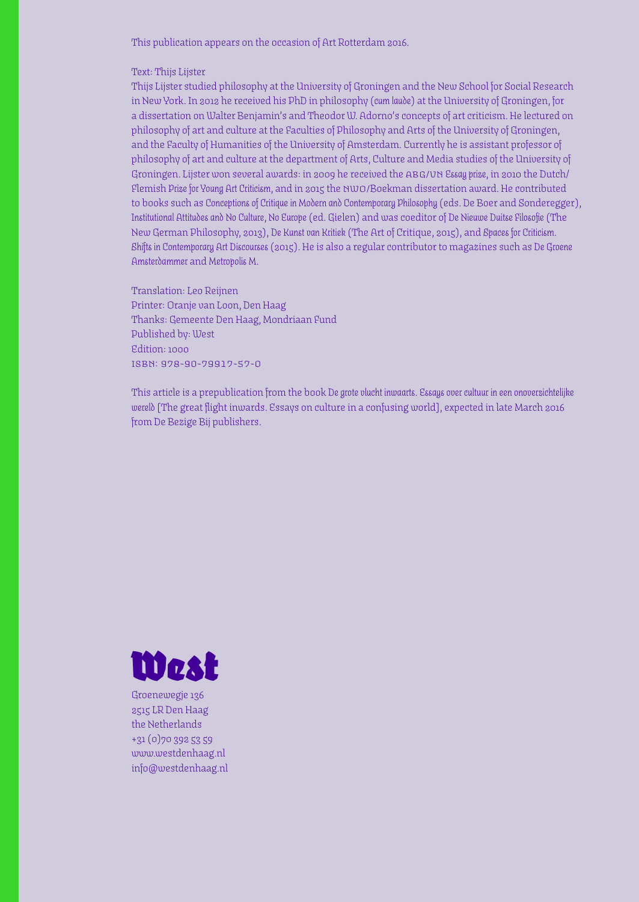This publication appears on the occasion of Art Rotterdam 2016.

Text: Thijs Lijster

Thijs Lijster studied philosophy at the University of Groningen and the New School for Social Research in New York. In 2012 he received his PhD in philosophy (*cum laude*) at the University of Groningen, for a dissertation on Walter Benjamin's and Theodor W. Adorno's concepts of art criticism. He lectured on philosophy of art and culture at the Faculties of Philosophy and Arts of the University of Groningen, and the Faculty of Humanities of the University of Amsterdam. Currently he is assistant professor of philosophy of art and culture at the department of Arts, Culture and Media studies of the University of Groningen. Lijster won several awards: in 2009 he received the ABG/UN *Essay prize*, in 2010 the Dutch/*Flemish Prize for Young Art Criticism*, and in 2015 the NWO/Boekman dissertation award. He contributed to books such as *Conceptions of Critique in Modern and Contemporary Philosophy* (eds. De Boer and Sonderegger), *Institutional Attitudes and No Culture, No Europe* (ed. Gielen) and was coeditor of *De Nieuwe Duitse Filosofie* (The New German Philosophy, 2013), *De Kunst van Kritiek* (The Art of Critique, 2015), and *Spaces for Criticism. Shifts in Contemporary Art Discourses* (2015). He is also a regular contributor to magazines such as *De Groene Amsterdammer* and *Metropolis M*.

Translation: Leo Reijnen
Printer: Oranje van Loon, Den Haag
Thanks: Gemeente Den Haag, Mondriaan Fund
Published by: West
Edition: 1000
ISBN: 978-90-79917-57-0

This article is a prepublication from the book *De grote vlucht inwaarts. Essays over cultuur in een onoverzichtelijke wereld* [The great flight inwards. Essays on culture in a confusing world], expected in late March 2016 from De Bezige Bij publishers.

**West**

Groenewegje 136
2515 LR Den Haag
the Netherlands
+31 (0)70 392 53 59
www.westdenhaag.nl
info@westdenhaag.nl